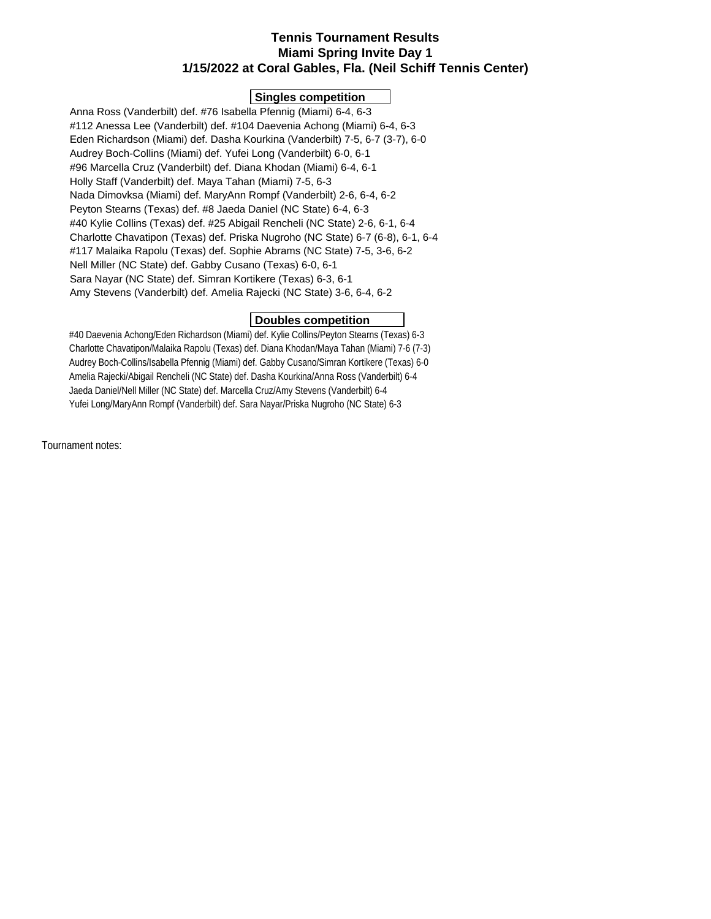# Tennis Tournament Results
## Miami Spring Invite Day 1
## 1/15/2022 at Coral Gables, Fla. (Neil Schiff Tennis Center)

### Singles competition

Anna Ross (Vanderbilt) def. #76 Isabella Pfennig (Miami) 6-4, 6-3
#112 Anessa Lee (Vanderbilt) def. #104 Daevenia Achong (Miami) 6-4, 6-3
Eden Richardson (Miami) def. Dasha Kourkina (Vanderbilt) 7-5, 6-7 (3-7), 6-0
Audrey Boch-Collins (Miami) def. Yufei Long (Vanderbilt) 6-0, 6-1
#96 Marcella Cruz (Vanderbilt) def. Diana Khodan (Miami) 6-4, 6-1
Holly Staff (Vanderbilt) def. Maya Tahan (Miami) 7-5, 6-3
Nada Dimovksa (Miami) def. MaryAnn Rompf (Vanderbilt) 2-6, 6-4, 6-2
Peyton Stearns (Texas) def. #8 Jaeda Daniel (NC State) 6-4, 6-3
#40 Kylie Collins (Texas) def. #25 Abigail Rencheli (NC State) 2-6, 6-1, 6-4
Charlotte Chavatipon (Texas) def. Priska Nugroho (NC State) 6-7 (6-8), 6-1, 6-4
#117 Malaika Rapolu (Texas) def. Sophie Abrams (NC State) 7-5, 3-6, 6-2
Nell Miller (NC State) def. Gabby Cusano (Texas) 6-0, 6-1
Sara Nayar (NC State) def. Simran Kortikere (Texas) 6-3, 6-1
Amy Stevens (Vanderbilt) def. Amelia Rajecki (NC State) 3-6, 6-4, 6-2

### Doubles competition

#40 Daevenia Achong/Eden Richardson (Miami) def. Kylie Collins/Peyton Stearns (Texas) 6-3
Charlotte Chavatipon/Malaika Rapolu (Texas) def. Diana Khodan/Maya Tahan (Miami) 7-6 (7-3)
Audrey Boch-Collins/Isabella Pfennig (Miami) def. Gabby Cusano/Simran Kortikere (Texas) 6-0
Amelia Rajecki/Abigail Rencheli (NC State) def. Dasha Kourkina/Anna Ross (Vanderbilt) 6-4
Jaeda Daniel/Nell Miller (NC State) def. Marcella Cruz/Amy Stevens (Vanderbilt) 6-4
Yufei Long/MaryAnn Rompf (Vanderbilt) def. Sara Nayar/Priska Nugroho (NC State) 6-3

Tournament notes: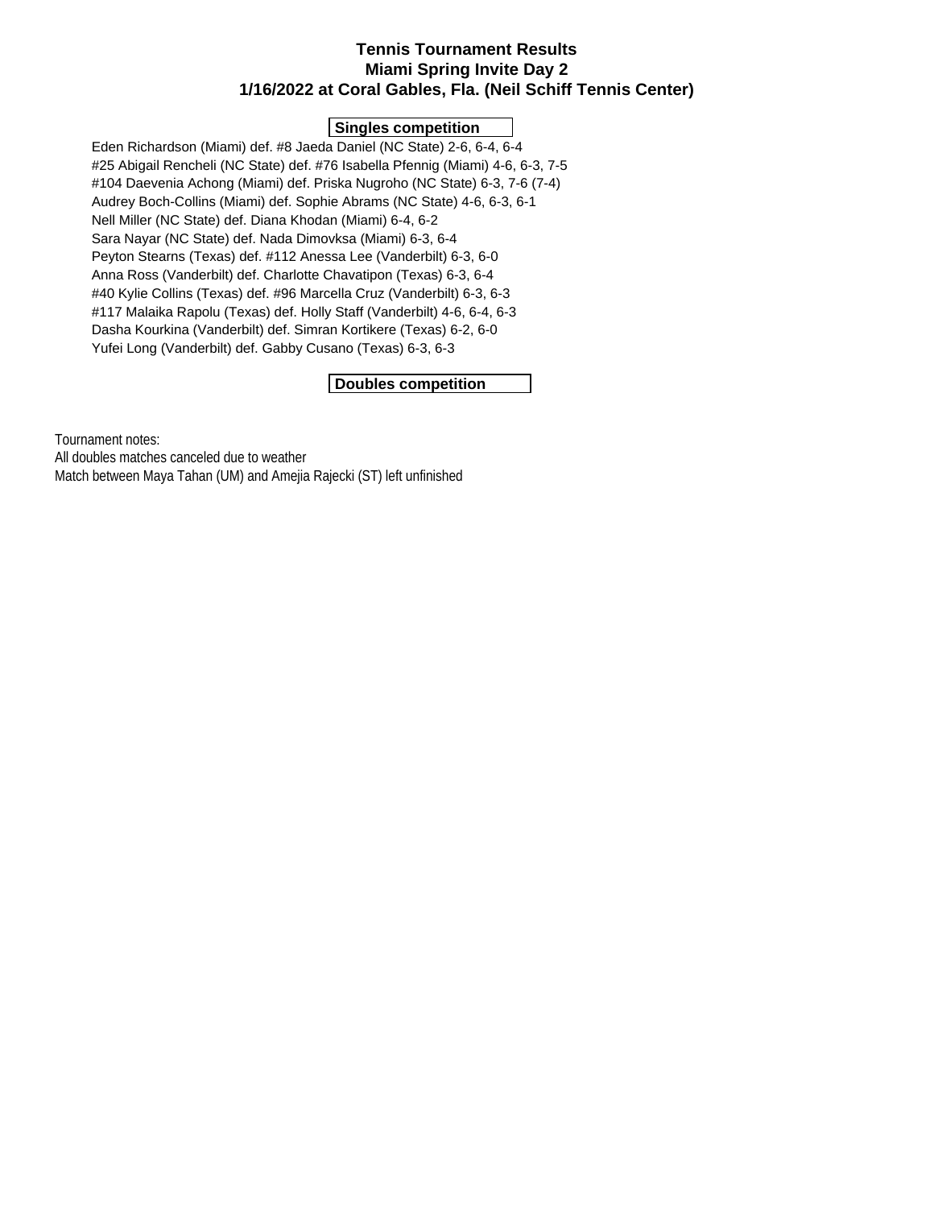# Tennis Tournament Results
## Miami Spring Invite Day 2
## 1/16/2022 at Coral Gables, Fla. (Neil Schiff Tennis Center)

### Singles competition

Eden Richardson (Miami) def. #8 Jaeda Daniel (NC State) 2-6, 6-4, 6-4
#25 Abigail Rencheli (NC State) def. #76 Isabella Pfennig (Miami) 4-6, 6-3, 7-5
#104 Daevenia Achong (Miami) def. Priska Nugroho (NC State) 6-3, 7-6 (7-4)
Audrey Boch-Collins (Miami) def. Sophie Abrams (NC State) 4-6, 6-3, 6-1
Nell Miller (NC State) def. Diana Khodan (Miami) 6-4, 6-2
Sara Nayar (NC State) def. Nada Dimovksa (Miami) 6-3, 6-4
Peyton Stearns (Texas) def. #112 Anessa Lee (Vanderbilt) 6-3, 6-0
Anna Ross (Vanderbilt) def. Charlotte Chavatipon (Texas) 6-3, 6-4
#40 Kylie Collins (Texas) def. #96 Marcella Cruz (Vanderbilt) 6-3, 6-3
#117 Malaika Rapolu (Texas) def. Holly Staff (Vanderbilt) 4-6, 6-4, 6-3
Dasha Kourkina (Vanderbilt) def. Simran Kortikere (Texas) 6-2, 6-0
Yufei Long (Vanderbilt) def. Gabby Cusano (Texas) 6-3, 6-3

### Doubles competition

Tournament notes:
All doubles matches canceled due to weather
Match between Maya Tahan (UM) and Amejia Rajecki (ST) left unfinished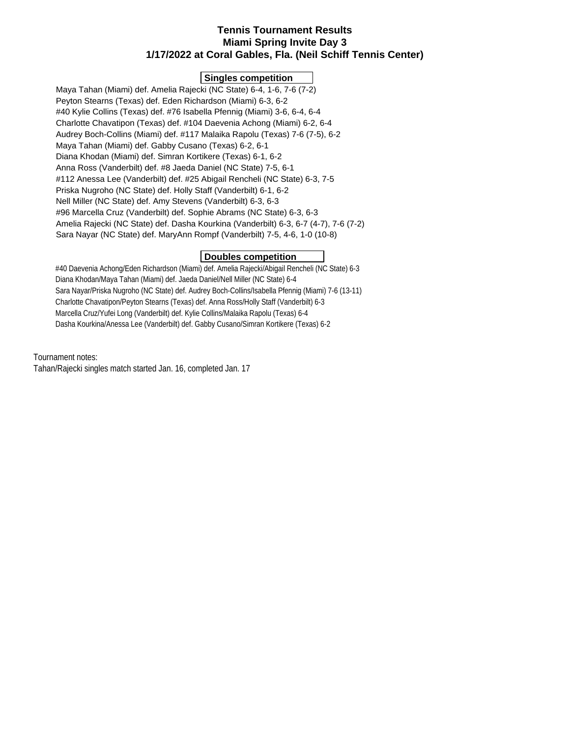# Tennis Tournament Results
## Miami Spring Invite Day 3
## 1/17/2022 at Coral Gables, Fla. (Neil Schiff Tennis Center)

### Singles competition

Maya Tahan (Miami) def. Amelia Rajecki (NC State) 6-4, 1-6, 7-6 (7-2)
Peyton Stearns (Texas) def. Eden Richardson (Miami) 6-3, 6-2
#40 Kylie Collins (Texas) def. #76 Isabella Pfennig (Miami) 3-6, 6-4, 6-4
Charlotte Chavatipon (Texas) def. #104 Daevenia Achong (Miami) 6-2, 6-4
Audrey Boch-Collins (Miami) def. #117 Malaika Rapolu (Texas) 7-6 (7-5), 6-2
Maya Tahan (Miami) def. Gabby Cusano (Texas) 6-2, 6-1
Diana Khodan (Miami) def. Simran Kortikere (Texas) 6-1, 6-2
Anna Ross (Vanderbilt) def. #8 Jaeda Daniel (NC State) 7-5, 6-1
#112 Anessa Lee (Vanderbilt) def. #25 Abigail Rencheli (NC State) 6-3, 7-5
Priska Nugroho (NC State) def. Holly Staff (Vanderbilt) 6-1, 6-2
Nell Miller (NC State) def. Amy Stevens (Vanderbilt) 6-3, 6-3
#96 Marcella Cruz (Vanderbilt) def. Sophie Abrams (NC State) 6-3, 6-3
Amelia Rajecki (NC State) def. Dasha Kourkina (Vanderbilt) 6-3, 6-7 (4-7), 7-6 (7-2)
Sara Nayar (NC State) def. MaryAnn Rompf (Vanderbilt) 7-5, 4-6, 1-0 (10-8)

### Doubles competition

#40 Daevenia Achong/Eden Richardson (Miami) def. Amelia Rajecki/Abigail Rencheli (NC State) 6-3
Diana Khodan/Maya Tahan (Miami) def. Jaeda Daniel/Nell Miller (NC State) 6-4
Sara Nayar/Priska Nugroho (NC State) def. Audrey Boch-Collins/Isabella Pfennig (Miami) 7-6 (13-11)
Charlotte Chavatipon/Peyton Stearns (Texas) def. Anna Ross/Holly Staff (Vanderbilt) 6-3
Marcella Cruz/Yufei Long (Vanderbilt) def. Kylie Collins/Malaika Rapolu (Texas) 6-4
Dasha Kourkina/Anessa Lee (Vanderbilt) def. Gabby Cusano/Simran Kortikere (Texas) 6-2

Tournament notes:
Tahan/Rajecki singles match started Jan. 16, completed Jan. 17